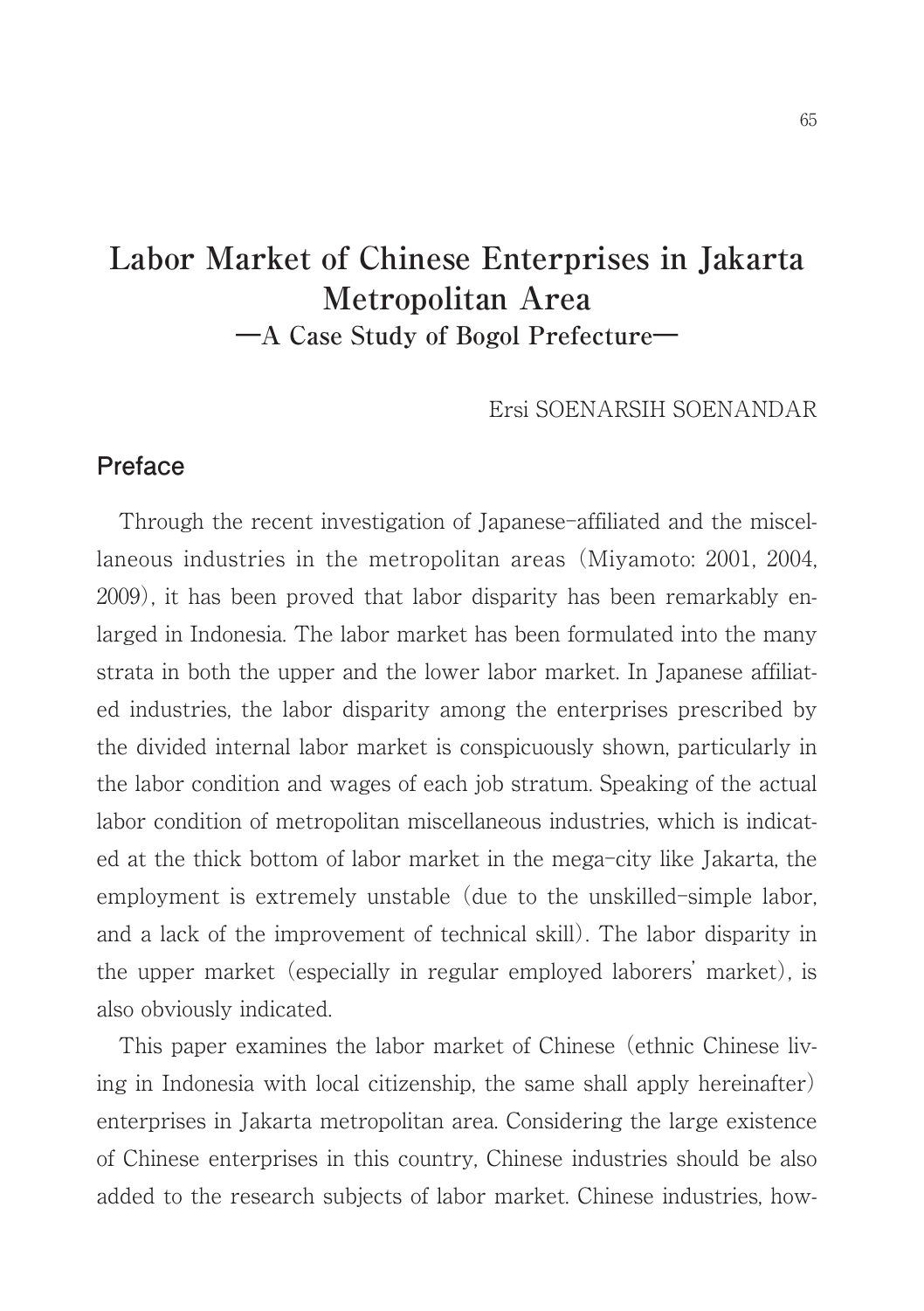// Page number 65 omitted

# Labor Market of Chinese Enterprises in Jakarta Metropolitan Area

## —A Case Study of Bogol Prefecture—

Ersi SOENARSIH SOENANDAR

## Preface

Through the recent investigation of Japanese-affiliated and the miscellaneous industries in the metropolitan areas (Miyamoto: 2001, 2004, 2009), it has been proved that labor disparity has been remarkably enlarged in Indonesia. The labor market has been formulated into the many strata in both the upper and the lower labor market. In Japanese affiliated industries, the labor disparity among the enterprises prescribed by the divided internal labor market is conspicuously shown, particularly in the labor condition and wages of each job stratum. Speaking of the actual labor condition of metropolitan miscellaneous industries, which is indicated at the thick bottom of labor market in the mega-city like Jakarta, the employment is extremely unstable (due to the unskilled-simple labor, and a lack of the improvement of technical skill). The labor disparity in the upper market (especially in regular employed laborers' market), is also obviously indicated.

This paper examines the labor market of Chinese (ethnic Chinese living in Indonesia with local citizenship, the same shall apply hereinafter) enterprises in Jakarta metropolitan area. Considering the large existence of Chinese enterprises in this country, Chinese industries should be also added to the research subjects of labor market. Chinese industries, how-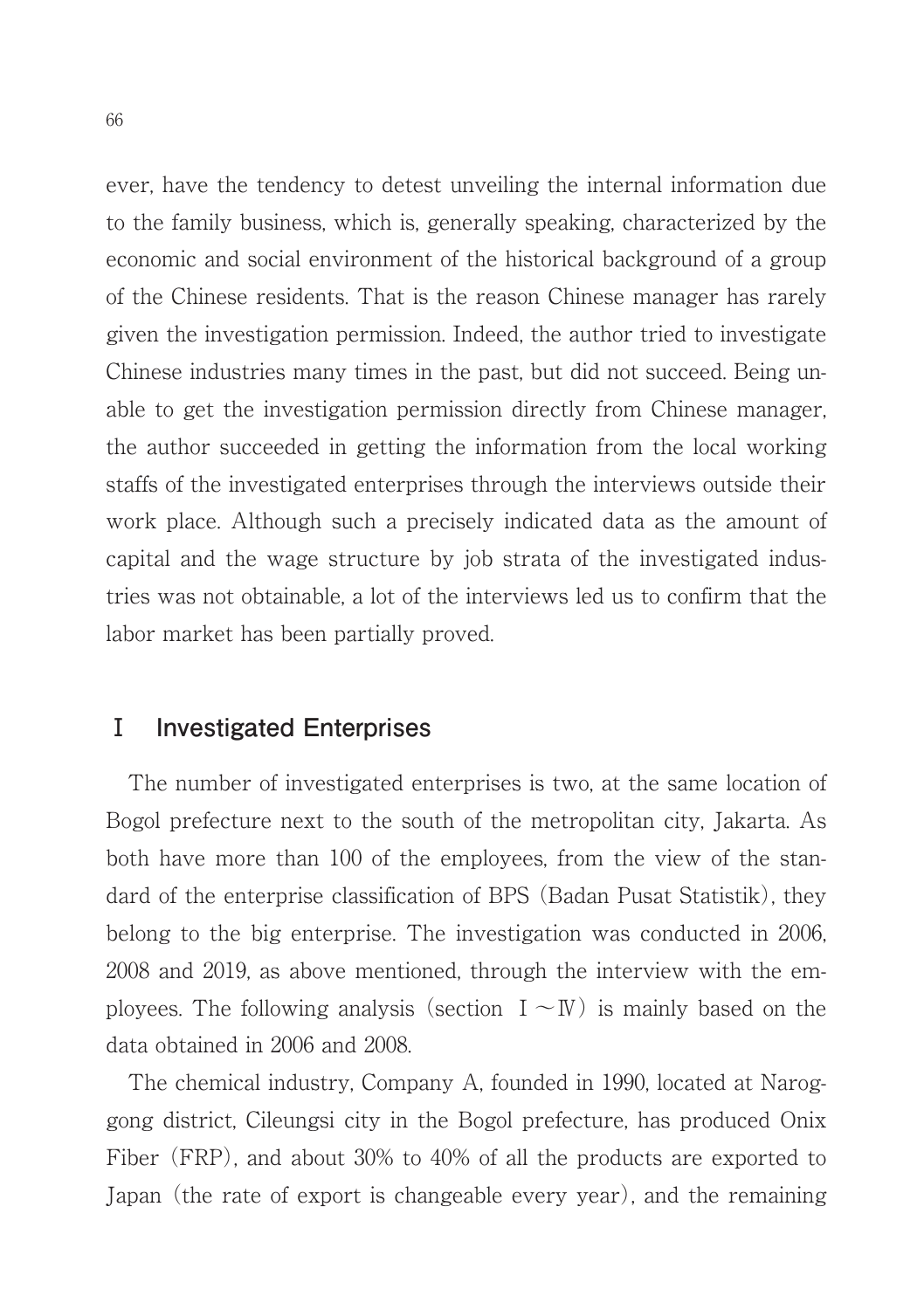ever, have the tendency to detest unveiling the internal information due to the family business, which is, generally speaking, characterized by the economic and social environment of the historical background of a group of the Chinese residents. That is the reason Chinese manager has rarely given the investigation permission. Indeed, the author tried to investigate Chinese industries many times in the past, but did not succeed. Being unable to get the investigation permission directly from Chinese manager, the author succeeded in getting the information from the local working staffs of the investigated enterprises through the interviews outside their work place. Although such a precisely indicated data as the amount of capital and the wage structure by job strata of the investigated industries was not obtainable, a lot of the interviews led us to confirm that the labor market has been partially proved.

## Ⅰ Investigated Enterprises

The number of investigated enterprises is two, at the same location of Bogol prefecture next to the south of the metropolitan city, Jakarta. As both have more than 100 of the employees, from the view of the standard of the enterprise classification of BPS (Badan Pusat Statistik), they belong to the big enterprise. The investigation was conducted in 2006, 2008 and 2019, as above mentioned, through the interview with the employees. The following analysis (section Ⅰ～Ⅳ) is mainly based on the data obtained in 2006 and 2008.

The chemical industry, Company A, founded in 1990, located at Naroggong district, Cileungsi city in the Bogol prefecture, has produced Onix Fiber (FRP), and about 30% to 40% of all the products are exported to Japan (the rate of export is changeable every year), and the remaining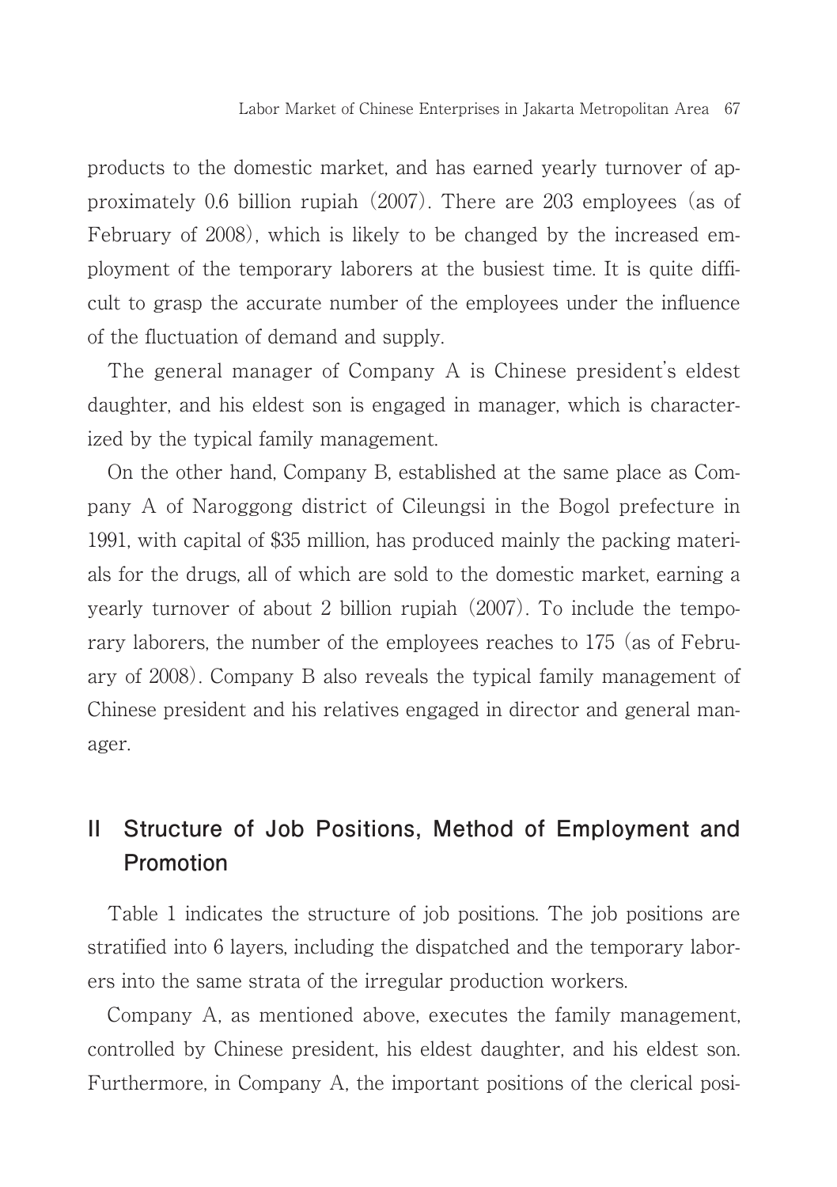products to the domestic market, and has earned yearly turnover of approximately 0.6 billion rupiah (2007). There are 203 employees (as of February of 2008), which is likely to be changed by the increased employment of the temporary laborers at the busiest time. It is quite difficult to grasp the accurate number of the employees under the influence of the fluctuation of demand and supply.

The general manager of Company A is Chinese president's eldest daughter, and his eldest son is engaged in manager, which is characterized by the typical family management.

On the other hand, Company B, established at the same place as Company A of Naroggong district of Cileungsi in the Bogol prefecture in 1991, with capital of $35 million, has produced mainly the packing materials for the drugs, all of which are sold to the domestic market, earning a yearly turnover of about 2 billion rupiah (2007). To include the temporary laborers, the number of the employees reaches to 175 (as of February of 2008). Company B also reveals the typical family management of Chinese president and his relatives engaged in director and general manager.

## II Structure of Job Positions, Method of Employment and Promotion

Table 1 indicates the structure of job positions. The job positions are stratified into 6 layers, including the dispatched and the temporary laborers into the same strata of the irregular production workers.

Company A, as mentioned above, executes the family management, controlled by Chinese president, his eldest daughter, and his eldest son. Furthermore, in Company A, the important positions of the clerical posi-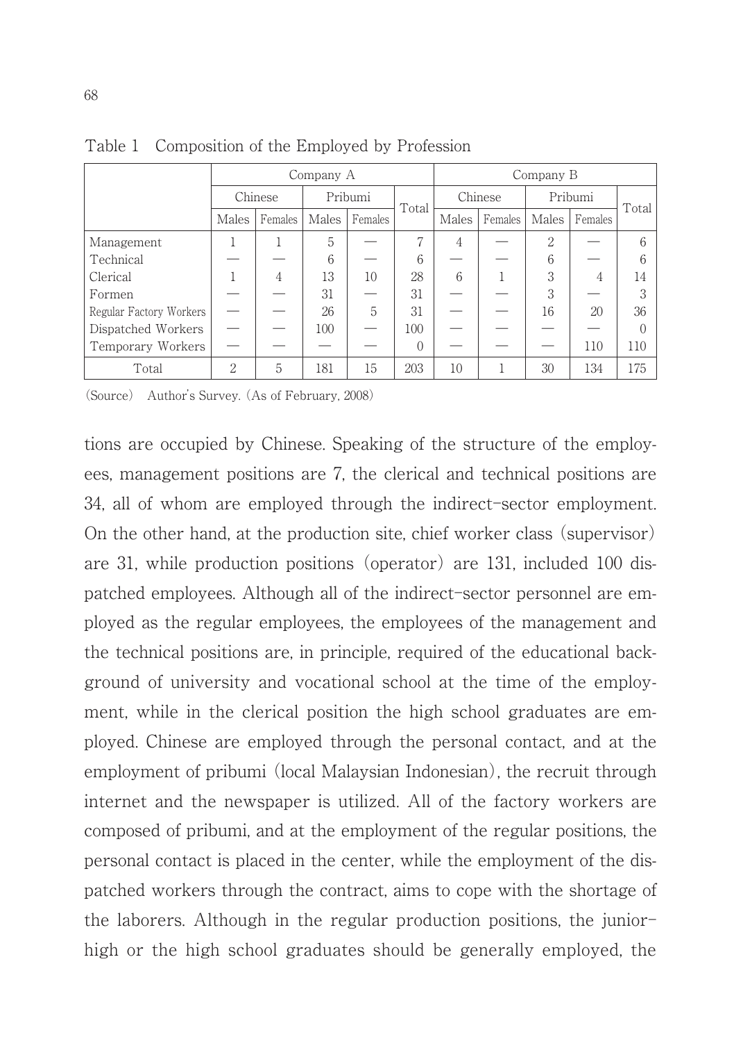Table 1 Composition of the Employed by Profession

| | Company A | | | | | Company B | | | | |
|---|---|---|---|---|---|---|---|---|---|---|
| | Chinese | | Pribumi | | Total | Chinese | | Pribumi | | Total |
| | Males | Females | Males | Females | | Males | Females | Males | Females | |
| Management | 1 | 1 | 5 | — | 7 | 4 | — | 2 | — | 6 |
| Technical | — | — | 6 | — | 6 | — | — | 6 | — | 6 |
| Clerical | 1 | 4 | 13 | 10 | 28 | 6 | 1 | 3 | 4 | 14 |
| Formen | — | — | 31 | — | 31 | — | — | 3 | — | 3 |
| Regular Factory Workers | — | — | 26 | 5 | 31 | — | — | 16 | 20 | 36 |
| Dispatched Workers | — | — | 100 | — | 100 | — | — | — | — | 0 |
| Temporary Workers | — | — | — | — | 0 | — | — | — | 110 | 110 |
| Total | 2 | 5 | 181 | 15 | 203 | 10 | 1 | 30 | 134 | 175 |

(Source) Author's Survey. (As of February, 2008)

tions are occupied by Chinese. Speaking of the structure of the employees, management positions are 7, the clerical and technical positions are 34, all of whom are employed through the indirect-sector employment. On the other hand, at the production site, chief worker class (supervisor) are 31, while production positions (operator) are 131, included 100 dispatched employees. Although all of the indirect-sector personnel are employed as the regular employees, the employees of the management and the technical positions are, in principle, required of the educational background of university and vocational school at the time of the employment, while in the clerical position the high school graduates are employed. Chinese are employed through the personal contact, and at the employment of pribumi (local Malaysian Indonesian), the recruit through internet and the newspaper is utilized. All of the factory workers are composed of pribumi, and at the employment of the regular positions, the personal contact is placed in the center, while the employment of the dispatched workers through the contract, aims to cope with the shortage of the laborers. Although in the regular production positions, the junior-high or the high school graduates should be generally employed, the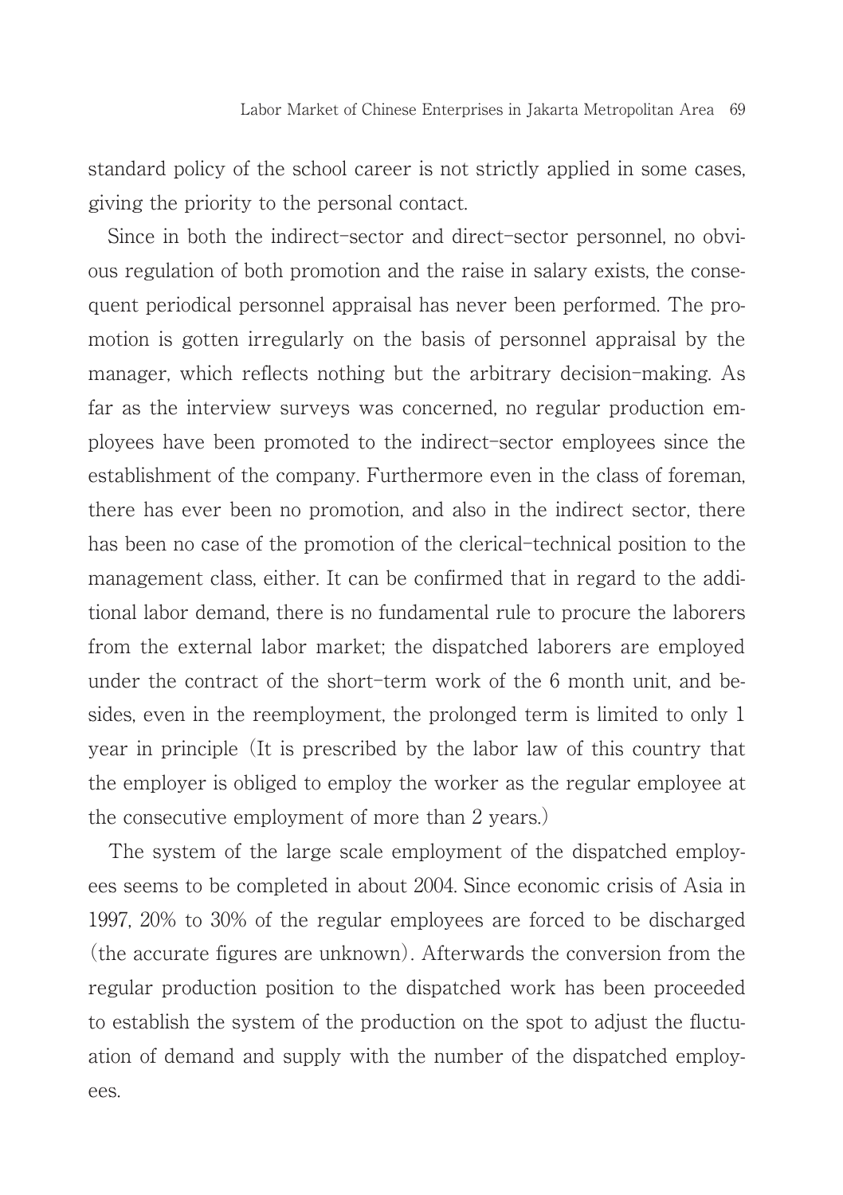standard policy of the school career is not strictly applied in some cases, giving the priority to the personal contact.

Since in both the indirect-sector and direct-sector personnel, no obvious regulation of both promotion and the raise in salary exists, the consequent periodical personnel appraisal has never been performed. The promotion is gotten irregularly on the basis of personnel appraisal by the manager, which reflects nothing but the arbitrary decision-making. As far as the interview surveys was concerned, no regular production employees have been promoted to the indirect-sector employees since the establishment of the company. Furthermore even in the class of foreman, there has ever been no promotion, and also in the indirect sector, there has been no case of the promotion of the clerical-technical position to the management class, either. It can be confirmed that in regard to the additional labor demand, there is no fundamental rule to procure the laborers from the external labor market; the dispatched laborers are employed under the contract of the short-term work of the 6 month unit, and besides, even in the reemployment, the prolonged term is limited to only 1 year in principle (It is prescribed by the labor law of this country that the employer is obliged to employ the worker as the regular employee at the consecutive employment of more than 2 years.)

The system of the large scale employment of the dispatched employees seems to be completed in about 2004. Since economic crisis of Asia in 1997, 20% to 30% of the regular employees are forced to be discharged (the accurate figures are unknown). Afterwards the conversion from the regular production position to the dispatched work has been proceeded to establish the system of the production on the spot to adjust the fluctuation of demand and supply with the number of the dispatched employees.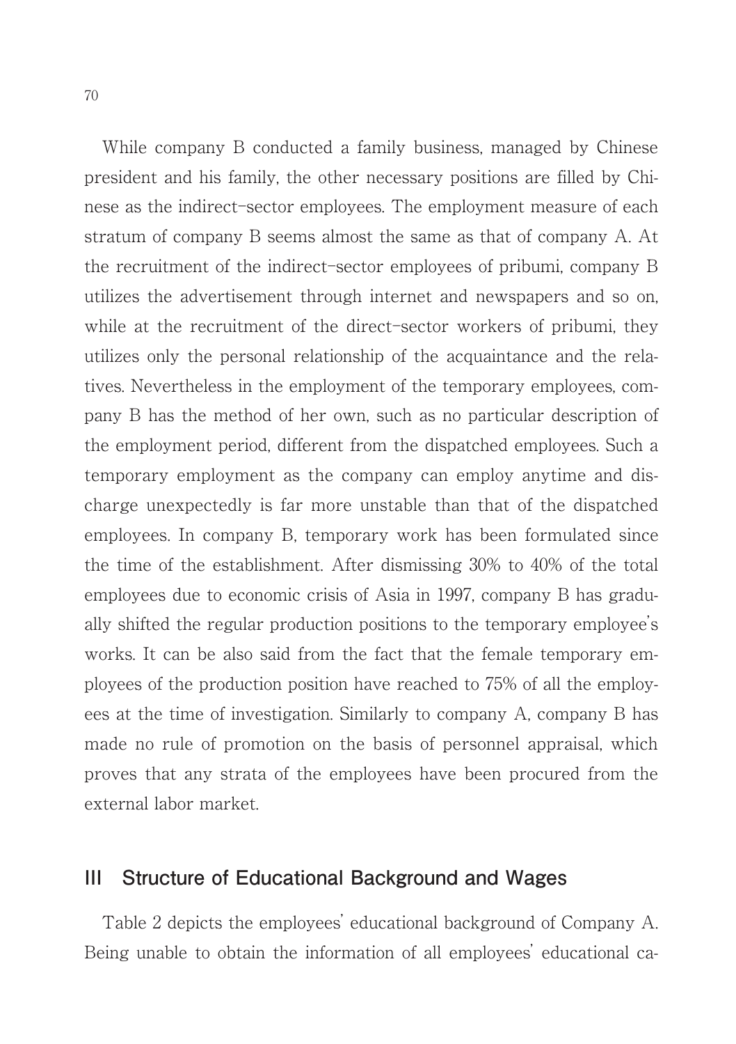While company B conducted a family business, managed by Chinese president and his family, the other necessary positions are filled by Chinese as the indirect-sector employees. The employment measure of each stratum of company B seems almost the same as that of company A. At the recruitment of the indirect-sector employees of pribumi, company B utilizes the advertisement through internet and newspapers and so on, while at the recruitment of the direct-sector workers of pribumi, they utilizes only the personal relationship of the acquaintance and the relatives. Nevertheless in the employment of the temporary employees, company B has the method of her own, such as no particular description of the employment period, different from the dispatched employees. Such a temporary employment as the company can employ anytime and discharge unexpectedly is far more unstable than that of the dispatched employees. In company B, temporary work has been formulated since the time of the establishment. After dismissing 30% to 40% of the total employees due to economic crisis of Asia in 1997, company B has gradually shifted the regular production positions to the temporary employee's works. It can be also said from the fact that the female temporary employees of the production position have reached to 75% of all the employees at the time of investigation. Similarly to company A, company B has made no rule of promotion on the basis of personnel appraisal, which proves that any strata of the employees have been procured from the external labor market.

## III Structure of Educational Background and Wages

Table 2 depicts the employees' educational background of Company A. Being unable to obtain the information of all employees' educational ca-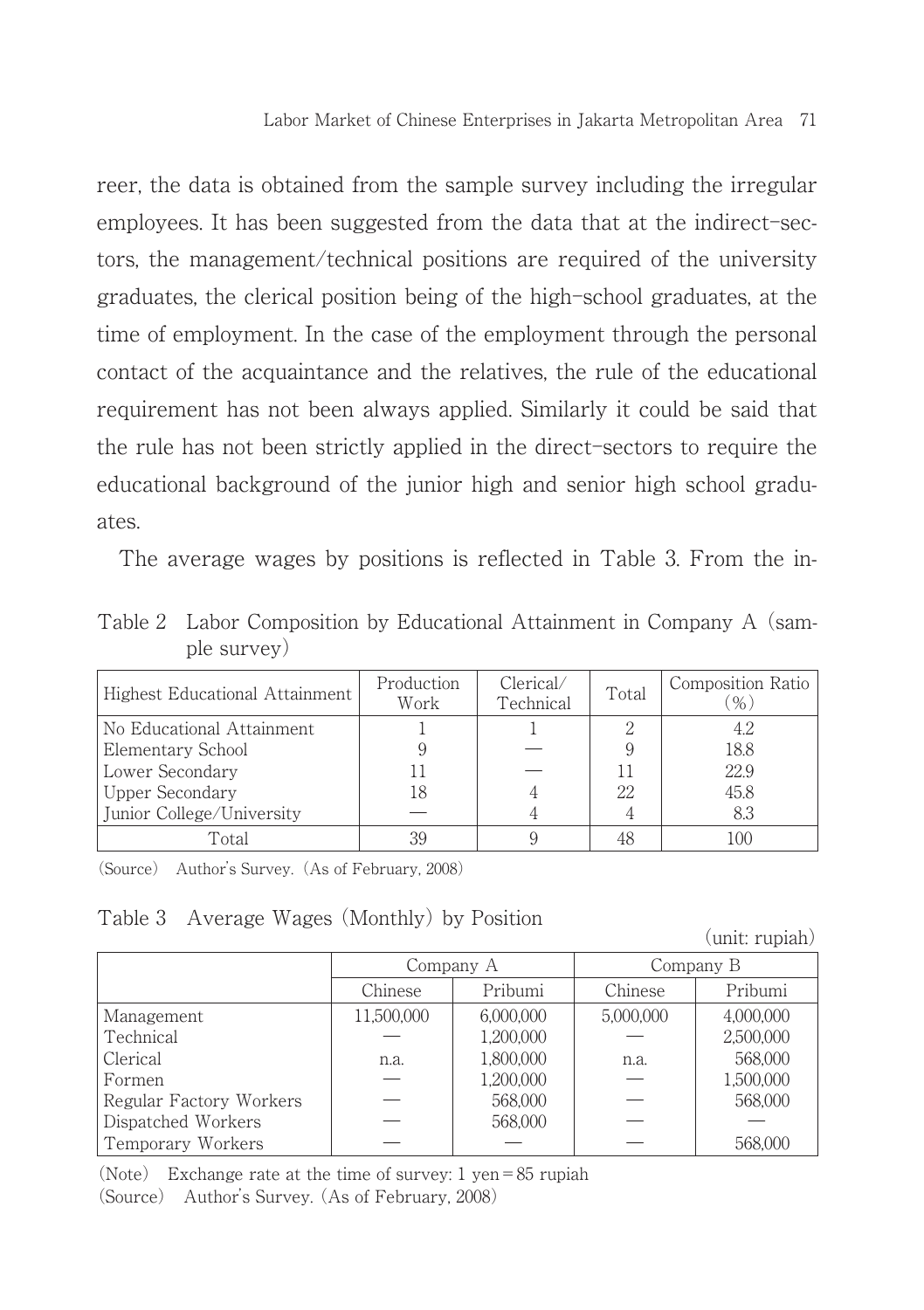reer, the data is obtained from the sample survey including the irregular employees. It has been suggested from the data that at the indirect-sectors, the management/technical positions are required of the university graduates, the clerical position being of the high-school graduates, at the time of employment. In the case of the employment through the personal contact of the acquaintance and the relatives, the rule of the educational requirement has not been always applied. Similarly it could be said that the rule has not been strictly applied in the direct-sectors to require the educational background of the junior high and senior high school graduates.

The average wages by positions is reflected in Table 3. From the in-

Table 2 Labor Composition by Educational Attainment in Company A (sample survey)

| Highest Educational Attainment | Production Work | Clerical/ Technical | Total | Composition Ratio (%) |
|---|---|---|---|---|
| No Educational Attainment | 1 | 1 | 2 | 4.2 |
| Elementary School | 9 | — | 9 | 18.8 |
| Lower Secondary | 11 | — | 11 | 22.9 |
| Upper Secondary | 18 | 4 | 22 | 45.8 |
| Junior College/University | — | 4 | 4 | 8.3 |
| Total | 39 | 9 | 48 | 100 |

(Source) Author's Survey. (As of February, 2008)

Table 3 Average Wages (Monthly) by Position

(unit: rupiah)

| | Company A | | Company B | |
|---|---|---|---|---|
| | Chinese | Pribumi | Chinese | Pribumi |
| Management | 11,500,000 | 6,000,000 | 5,000,000 | 4,000,000 |
| Technical | — | 1,200,000 | — | 2,500,000 |
| Clerical | n.a. | 1,800,000 | n.a. | 568,000 |
| Formen | — | 1,200,000 | — | 1,500,000 |
| Regular Factory Workers | — | 568,000 | — | 568,000 |
| Dispatched Workers | — | 568,000 | — | — |
| Temporary Workers | — | — | — | 568,000 |

(Note) Exchange rate at the time of survey: 1 yen = 85 rupiah
(Source) Author's Survey. (As of February, 2008)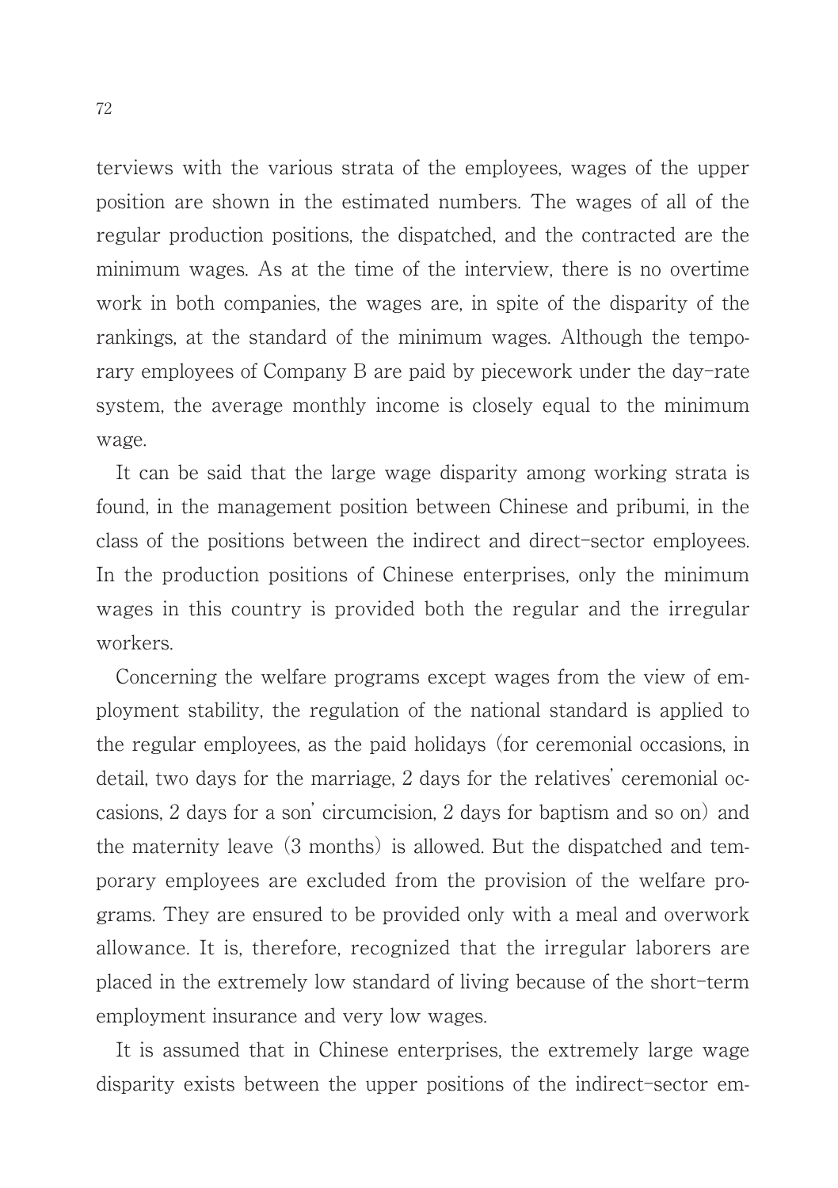terviews with the various strata of the employees, wages of the upper position are shown in the estimated numbers. The wages of all of the regular production positions, the dispatched, and the contracted are the minimum wages. As at the time of the interview, there is no overtime work in both companies, the wages are, in spite of the disparity of the rankings, at the standard of the minimum wages. Although the temporary employees of Company B are paid by piecework under the day-rate system, the average monthly income is closely equal to the minimum wage.

It can be said that the large wage disparity among working strata is found, in the management position between Chinese and pribumi, in the class of the positions between the indirect and direct-sector employees. In the production positions of Chinese enterprises, only the minimum wages in this country is provided both the regular and the irregular workers.

Concerning the welfare programs except wages from the view of employment stability, the regulation of the national standard is applied to the regular employees, as the paid holidays (for ceremonial occasions, in detail, two days for the marriage, 2 days for the relatives' ceremonial occasions, 2 days for a son' circumcision, 2 days for baptism and so on) and the maternity leave (3 months) is allowed. But the dispatched and temporary employees are excluded from the provision of the welfare programs. They are ensured to be provided only with a meal and overwork allowance. It is, therefore, recognized that the irregular laborers are placed in the extremely low standard of living because of the short-term employment insurance and very low wages.

It is assumed that in Chinese enterprises, the extremely large wage disparity exists between the upper positions of the indirect-sector em-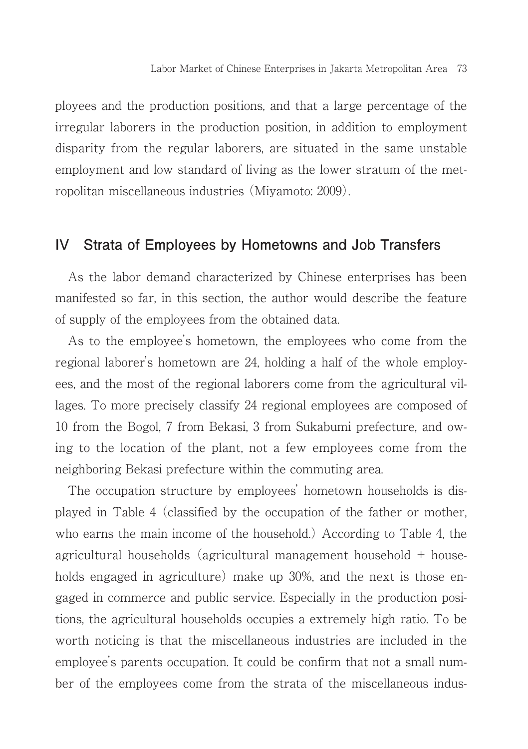ployees and the production positions, and that a large percentage of the irregular laborers in the production position, in addition to employment disparity from the regular laborers, are situated in the same unstable employment and low standard of living as the lower stratum of the metropolitan miscellaneous industries (Miyamoto: 2009).

## IV Strata of Employees by Hometowns and Job Transfers

As the labor demand characterized by Chinese enterprises has been manifested so far, in this section, the author would describe the feature of supply of the employees from the obtained data.

As to the employee's hometown, the employees who come from the regional laborer's hometown are 24, holding a half of the whole employees, and the most of the regional laborers come from the agricultural villages. To more precisely classify 24 regional employees are composed of 10 from the Bogol, 7 from Bekasi, 3 from Sukabumi prefecture, and owing to the location of the plant, not a few employees come from the neighboring Bekasi prefecture within the commuting area.

The occupation structure by employees' hometown households is displayed in Table 4 (classified by the occupation of the father or mother, who earns the main income of the household.) According to Table 4, the agricultural households (agricultural management household + households engaged in agriculture) make up 30%, and the next is those engaged in commerce and public service. Especially in the production positions, the agricultural households occupies a extremely high ratio. To be worth noticing is that the miscellaneous industries are included in the employee's parents occupation. It could be confirm that not a small number of the employees come from the strata of the miscellaneous indus-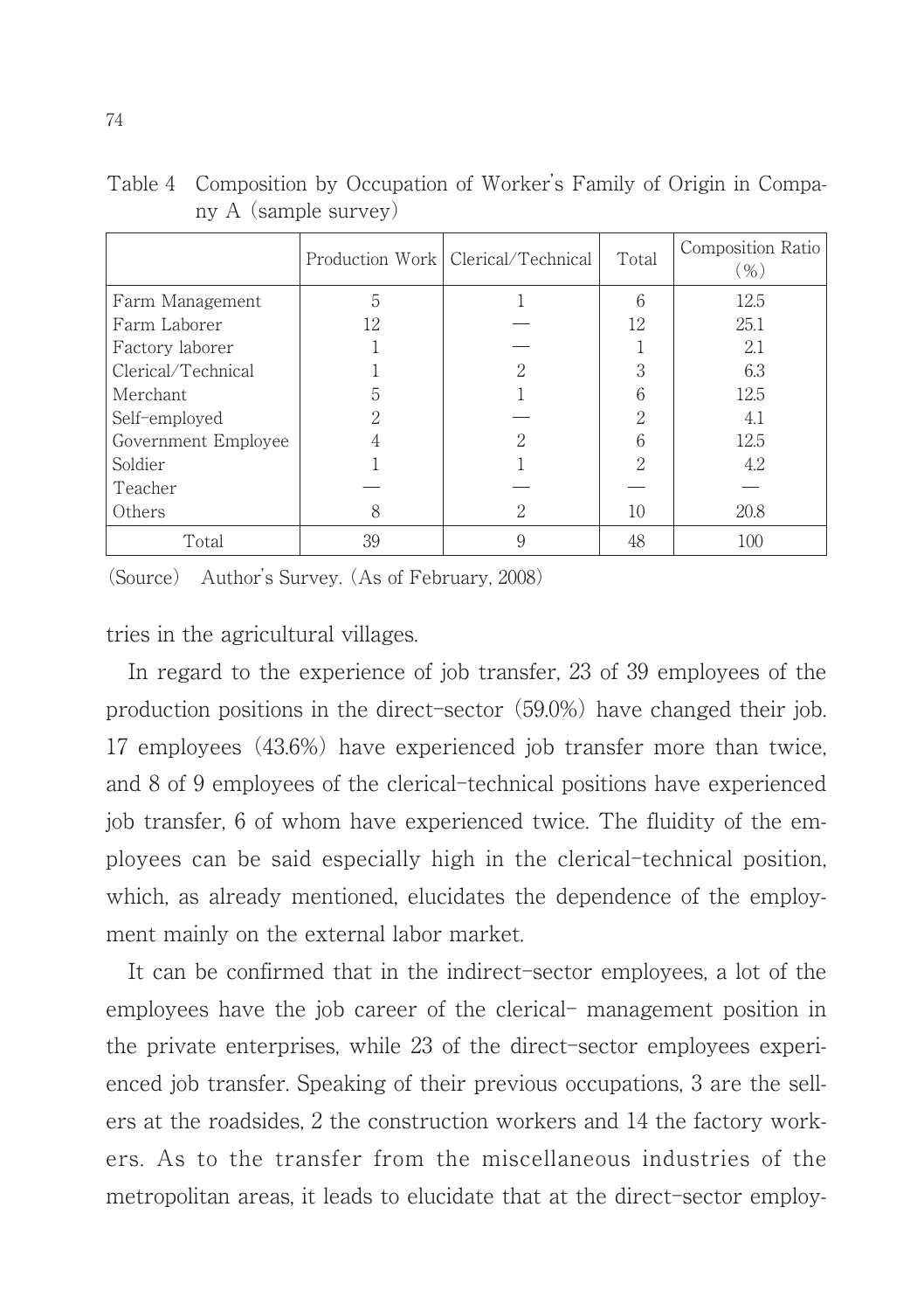Table 4　Composition by Occupation of Worker's Family of Origin in Company A (sample survey)

| | Production Work | Clerical/Technical | Total | Composition Ratio (%) |
|---|---|---|---|---|
| Farm Management | 5 | 1 | 6 | 12.5 |
| Farm Laborer | 12 | — | 12 | 25.1 |
| Factory laborer | 1 | — | 1 | 2.1 |
| Clerical/Technical | 1 | 2 | 3 | 6.3 |
| Merchant | 5 | 1 | 6 | 12.5 |
| Self-employed | 2 | — | 2 | 4.1 |
| Government Employee | 4 | 2 | 6 | 12.5 |
| Soldier | 1 | 1 | 2 | 4.2 |
| Teacher | — | — | — | — |
| Others | 8 | 2 | 10 | 20.8 |
| Total | 39 | 9 | 48 | 100 |

(Source)　Author's Survey. (As of February, 2008)

tries in the agricultural villages.

In regard to the experience of job transfer, 23 of 39 employees of the production positions in the direct-sector (59.0%) have changed their job. 17 employees (43.6%) have experienced job transfer more than twice, and 8 of 9 employees of the clerical-technical positions have experienced job transfer, 6 of whom have experienced twice. The fluidity of the employees can be said especially high in the clerical-technical position, which, as already mentioned, elucidates the dependence of the employment mainly on the external labor market.

It can be confirmed that in the indirect-sector employees, a lot of the employees have the job career of the clerical- management position in the private enterprises, while 23 of the direct-sector employees experienced job transfer. Speaking of their previous occupations, 3 are the sellers at the roadsides, 2 the construction workers and 14 the factory workers. As to the transfer from the miscellaneous industries of the metropolitan areas, it leads to elucidate that at the direct-sector employ-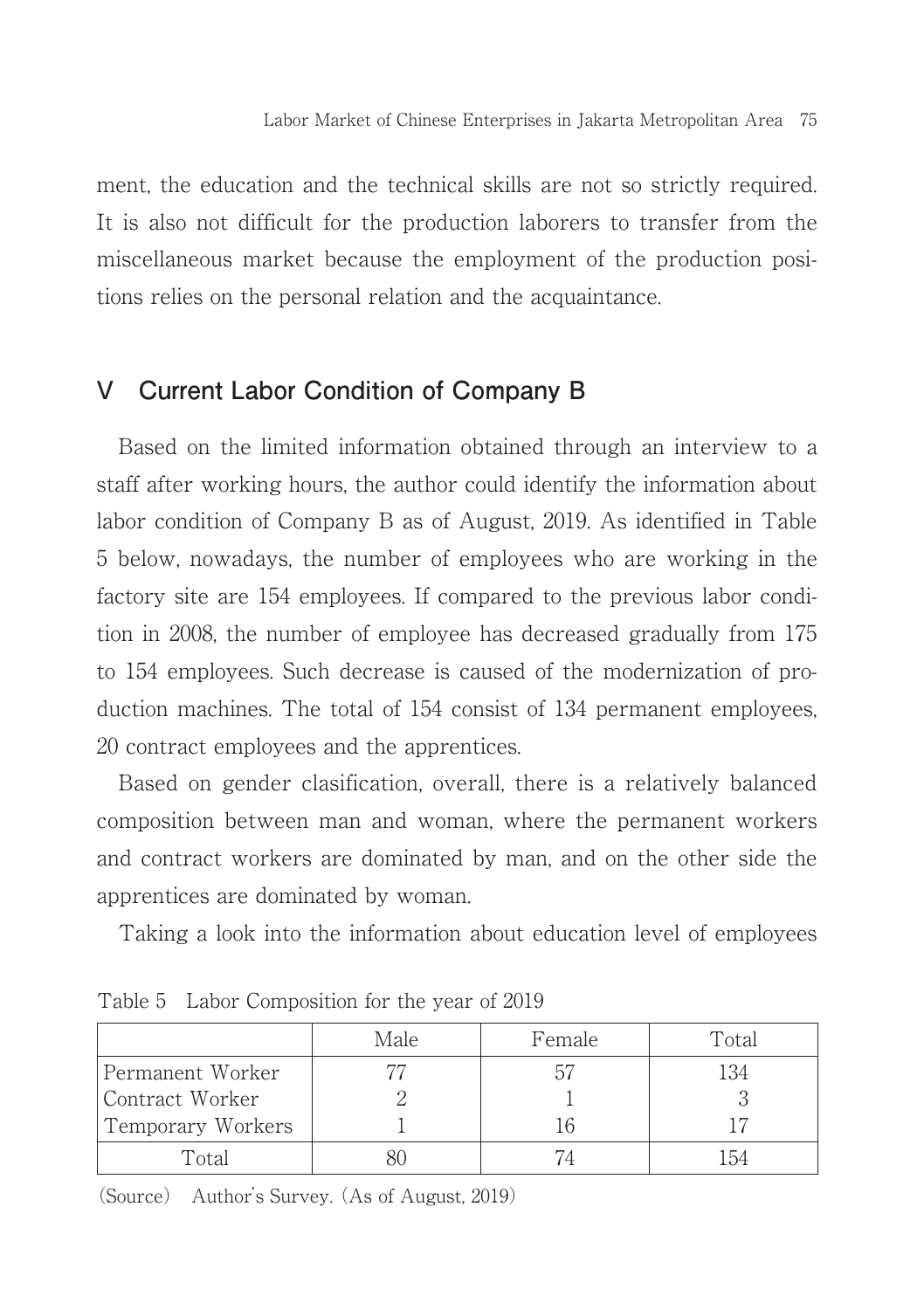ment, the education and the technical skills are not so strictly required. It is also not difficult for the production laborers to transfer from the miscellaneous market because the employment of the production positions relies on the personal relation and the acquaintance.

## V Current Labor Condition of Company B

Based on the limited information obtained through an interview to a staff after working hours, the author could identify the information about labor condition of Company B as of August, 2019. As identified in Table 5 below, nowadays, the number of employees who are working in the factory site are 154 employees. If compared to the previous labor condition in 2008, the number of employee has decreased gradually from 175 to 154 employees. Such decrease is caused of the modernization of production machines. The total of 154 consist of 134 permanent employees, 20 contract employees and the apprentices.

Based on gender clasification, overall, there is a relatively balanced composition between man and woman, where the permanent workers and contract workers are dominated by man, and on the other side the apprentices are dominated by woman.

Taking a look into the information about education level of employees

Table 5 Labor Composition for the year of 2019

| | Male | Female | Total |
|---|---|---|---|
| Permanent Worker | 77 | 57 | 134 |
| Contract Worker | 2 | 1 | 3 |
| Temporary Workers | 1 | 16 | 17 |
| Total | 80 | 74 | 154 |

(Source) Author's Survey. (As of August, 2019)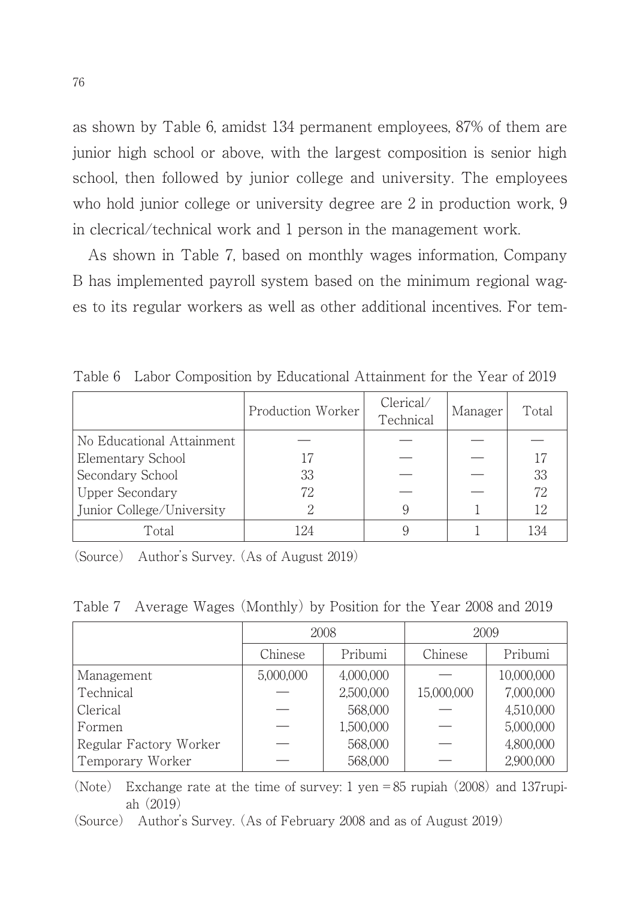as shown by Table 6, amidst 134 permanent employees, 87% of them are junior high school or above, with the largest composition is senior high school, then followed by junior college and university. The employees who hold junior college or university degree are 2 in production work, 9 in clecrical/technical work and 1 person in the management work.

As shown in Table 7, based on monthly wages information, Company B has implemented payroll system based on the minimum regional wages to its regular workers as well as other additional incentives. For tem-

Table 6 Labor Composition by Educational Attainment for the Year of 2019

| | Production Worker | Clerical/ Technical | Manager | Total |
|---|---|---|---|---|
| No Educational Attainment | — | — | — | — |
| Elementary School | 17 | — | — | 17 |
| Secondary School | 33 | — | — | 33 |
| Upper Secondary | 72 | — | — | 72 |
| Junior College/University | 2 | 9 | 1 | 12 |
| Total | 124 | 9 | 1 | 134 |

(Source) Author's Survey. (As of August 2019)

Table 7 Average Wages (Monthly) by Position for the Year 2008 and 2019

| | 2008 | | 2009 | |
|---|---|---|---|---|
| | Chinese | Pribumi | Chinese | Pribumi |
| Management | 5,000,000 | 4,000,000 | — | 10,000,000 |
| Technical | — | 2,500,000 | 15,000,000 | 7,000,000 |
| Clerical | — | 568,000 | — | 4,510,000 |
| Formen | — | 1,500,000 | — | 5,000,000 |
| Regular Factory Worker | — | 568,000 | — | 4,800,000 |
| Temporary Worker | — | 568,000 | — | 2,900,000 |

(Note) Exchange rate at the time of survey: 1 yen = 85 rupiah (2008) and 137rupiah (2019)

(Source) Author's Survey. (As of February 2008 and as of August 2019)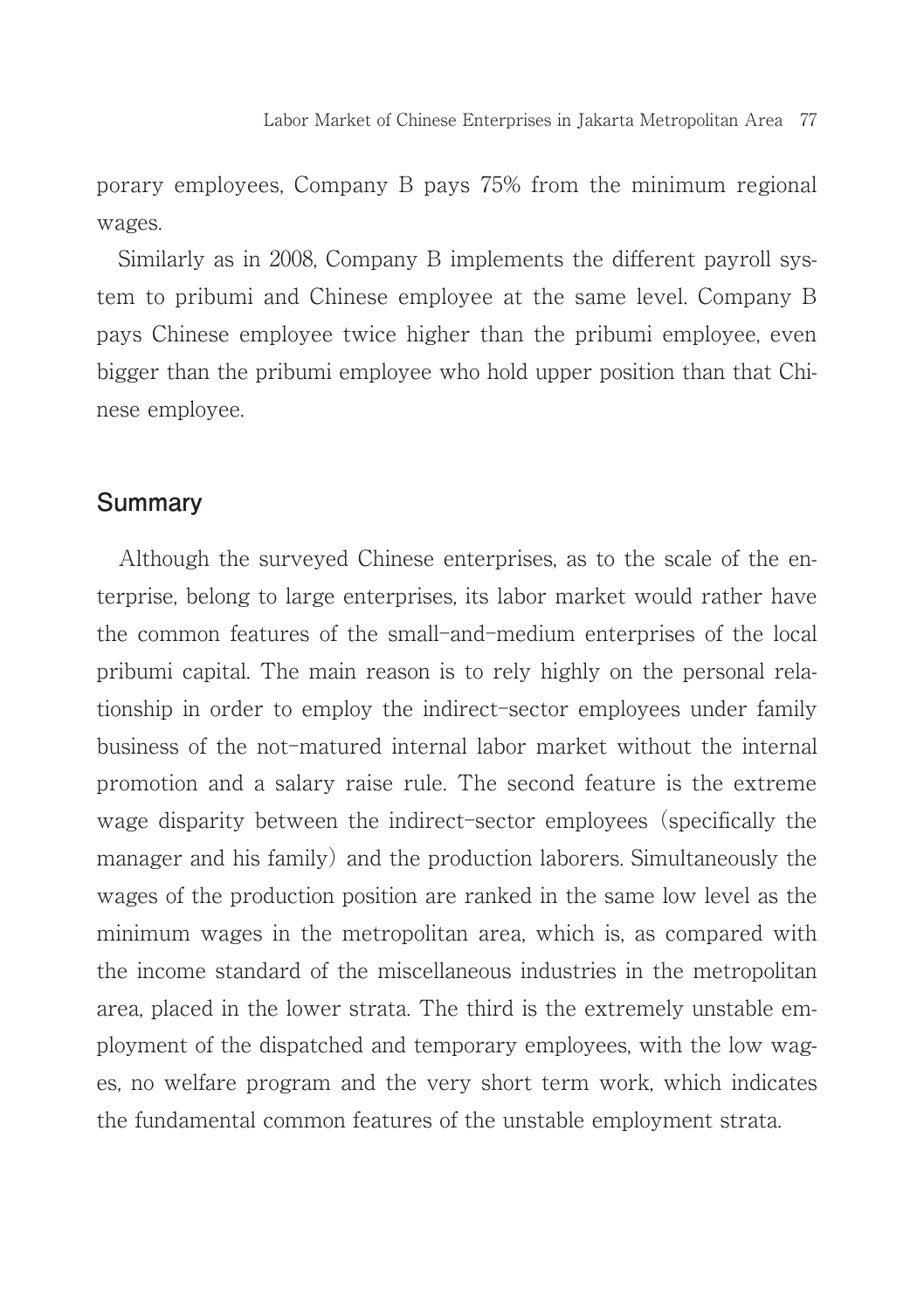porary employees, Company B pays 75% from the minimum regional wages.

Similarly as in 2008, Company B implements the different payroll system to pribumi and Chinese employee at the same level. Company B pays Chinese employee twice higher than the pribumi employee, even bigger than the pribumi employee who hold upper position than that Chinese employee.

## Summary

Although the surveyed Chinese enterprises, as to the scale of the enterprise, belong to large enterprises, its labor market would rather have the common features of the small-and-medium enterprises of the local pribumi capital. The main reason is to rely highly on the personal relationship in order to employ the indirect-sector employees under family business of the not-matured internal labor market without the internal promotion and a salary raise rule. The second feature is the extreme wage disparity between the indirect-sector employees (specifically the manager and his family) and the production laborers. Simultaneously the wages of the production position are ranked in the same low level as the minimum wages in the metropolitan area, which is, as compared with the income standard of the miscellaneous industries in the metropolitan area, placed in the lower strata. The third is the extremely unstable employment of the dispatched and temporary employees, with the low wages, no welfare program and the very short term work, which indicates the fundamental common features of the unstable employment strata.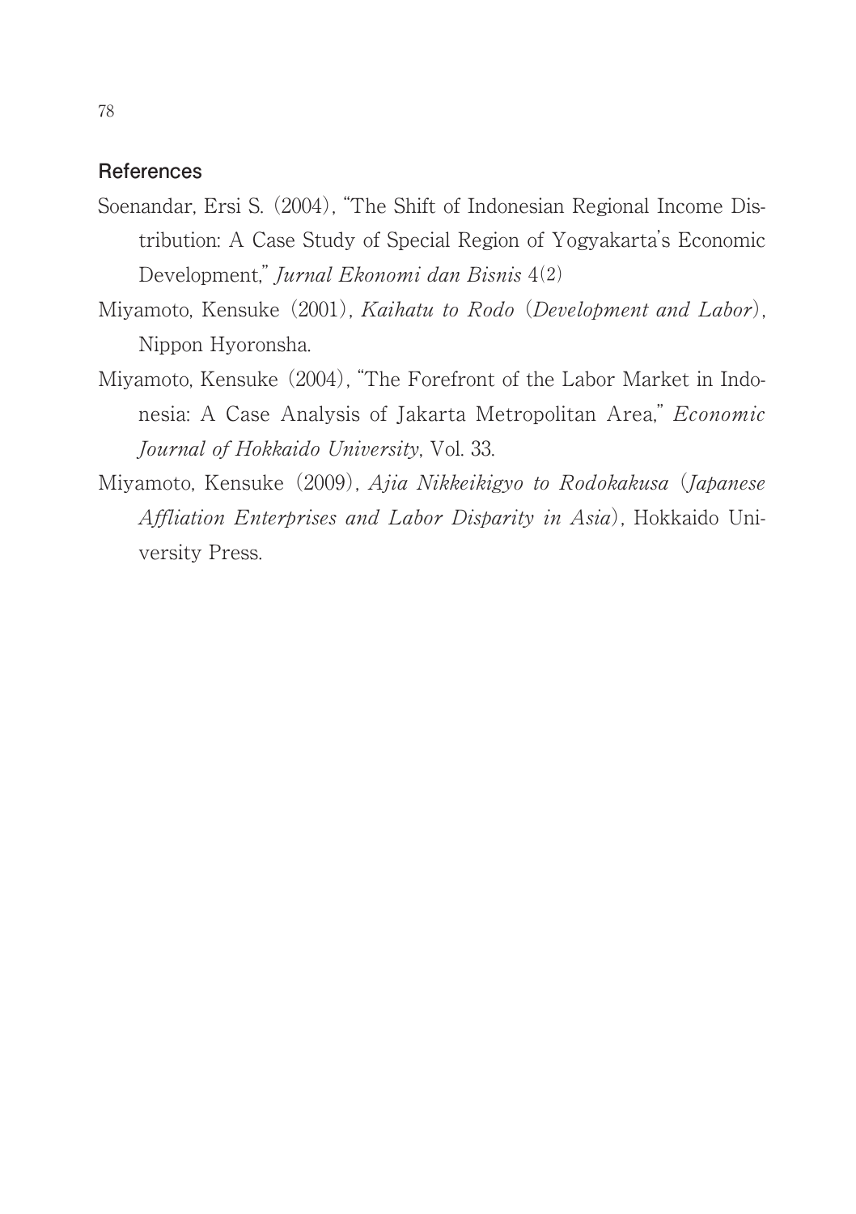## References

Soenandar, Ersi S. (2004), "The Shift of Indonesian Regional Income Distribution: A Case Study of Special Region of Yogyakarta's Economic Development," *Jurnal Ekonomi dan Bisnis* 4(2)

Miyamoto, Kensuke (2001), *Kaihatu to Rodo* (*Development and Labor*), Nippon Hyoronsha.

Miyamoto, Kensuke (2004), "The Forefront of the Labor Market in Indonesia: A Case Analysis of Jakarta Metropolitan Area," *Economic Journal of Hokkaido University*, Vol. 33.

Miyamoto, Kensuke (2009), *Ajia Nikkeikigyo to Rodokakusa* (*Japanese Affliation Enterprises and Labor Disparity in Asia*), Hokkaido University Press.